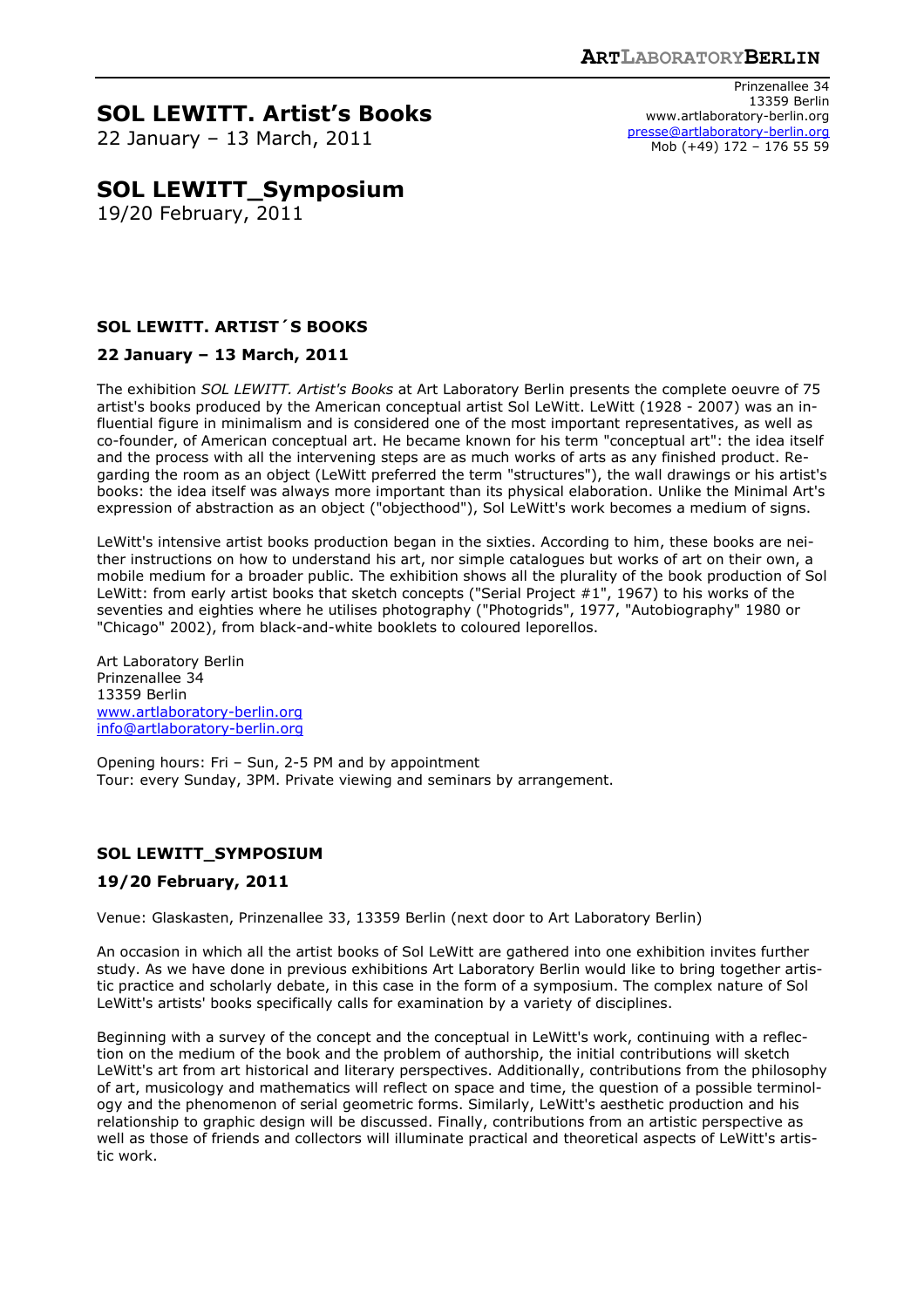ARTLABORATORYBERLIN

# SOL LEWITT. Artist's Books

22 January – 13 March, 2011

Prinzenallee 34
13359 Berlin
www.artlaboratory-berlin.org
presse@artlaboratory-berlin.org
Mob (+49) 172 – 176 55 59

# SOL LEWITT_Symposium

19/20 February, 2011

### SOL LEWITT. ARTIST´S BOOKS

### 22 January – 13 March, 2011

The exhibition *SOL LEWITT. Artist's Books* at Art Laboratory Berlin presents the complete oeuvre of 75 artist's books produced by the American conceptual artist Sol LeWitt. LeWitt (1928 - 2007) was an influential figure in minimalism and is considered one of the most important representatives, as well as co-founder, of American conceptual art. He became known for his term "conceptual art": the idea itself and the process with all the intervening steps are as much works of arts as any finished product. Regarding the room as an object (LeWitt preferred the term "structures"), the wall drawings or his artist's books: the idea itself was always more important than its physical elaboration. Unlike the Minimal Art's expression of abstraction as an object ("objecthood"), Sol LeWitt's work becomes a medium of signs.

LeWitt's intensive artist books production began in the sixties. According to him, these books are neither instructions on how to understand his art, nor simple catalogues but works of art on their own, a mobile medium for a broader public. The exhibition shows all the plurality of the book production of Sol LeWitt: from early artist books that sketch concepts ("Serial Project #1", 1967) to his works of the seventies and eighties where he utilises photography ("Photogrids", 1977, "Autobiography" 1980 or "Chicago" 2002), from black-and-white booklets to coloured leporellos.

Art Laboratory Berlin
Prinzenallee 34
13359 Berlin
www.artlaboratory-berlin.org
info@artlaboratory-berlin.org

Opening hours: Fri – Sun, 2-5 PM and by appointment
Tour: every Sunday, 3PM. Private viewing and seminars by arrangement.

### SOL LEWITT_SYMPOSIUM

### 19/20 February, 2011

Venue: Glaskasten, Prinzenallee 33, 13359 Berlin (next door to Art Laboratory Berlin)

An occasion in which all the artist books of Sol LeWitt are gathered into one exhibition invites further study. As we have done in previous exhibitions Art Laboratory Berlin would like to bring together artistic practice and scholarly debate, in this case in the form of a symposium. The complex nature of Sol LeWitt's artists' books specifically calls for examination by a variety of disciplines.

Beginning with a survey of the concept and the conceptual in LeWitt's work, continuing with a reflection on the medium of the book and the problem of authorship, the initial contributions will sketch LeWitt's art from art historical and literary perspectives. Additionally, contributions from the philosophy of art, musicology and mathematics will reflect on space and time, the question of a possible terminology and the phenomenon of serial geometric forms. Similarly, LeWitt's aesthetic production and his relationship to graphic design will be discussed. Finally, contributions from an artistic perspective as well as those of friends and collectors will illuminate practical and theoretical aspects of LeWitt's artistic work.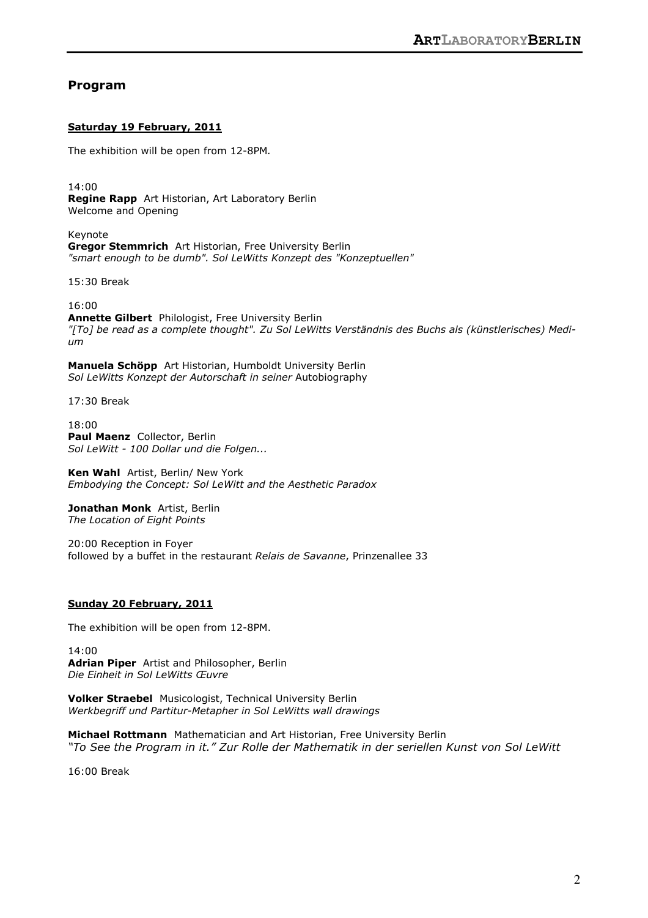## Program

**Saturday 19 February, 2011**

The exhibition will be open from 12-8PM.

14:00
**Regine Rapp** Art Historian, Art Laboratory Berlin
Welcome and Opening

Keynote
**Gregor Stemmrich** Art Historian, Free University Berlin
*"smart enough to be dumb". Sol LeWitts Konzept des "Konzeptuellen"*

15:30 Break

16:00
**Annette Gilbert** Philologist, Free University Berlin
*"[To] be read as a complete thought". Zu Sol LeWitts Verständnis des Buchs als (künstlerisches) Medium*

**Manuela Schöpp** Art Historian, Humboldt University Berlin
*Sol LeWitts Konzept der Autorschaft in seiner* Autobiography

17:30 Break

18:00
**Paul Maenz** Collector, Berlin
*Sol LeWitt - 100 Dollar und die Folgen...*

**Ken Wahl** Artist, Berlin/ New York
*Embodying the Concept: Sol LeWitt and the Aesthetic Paradox*

**Jonathan Monk** Artist, Berlin
*The Location of Eight Points*

20:00 Reception in Foyer
followed by a buffet in the restaurant *Relais de Savanne*, Prinzenallee 33

**Sunday 20 February, 2011**

The exhibition will be open from 12-8PM.

14:00
**Adrian Piper** Artist and Philosopher, Berlin
*Die Einheit in Sol LeWitts Œuvre*

**Volker Straebel** Musicologist, Technical University Berlin
*Werkbegriff und Partitur-Metapher in Sol LeWitts wall drawings*

**Michael Rottmann** Mathematician and Art Historian, Free University Berlin
*"To See the Program in it." Zur Rolle der Mathematik in der seriellen Kunst von Sol LeWitt*

16:00 Break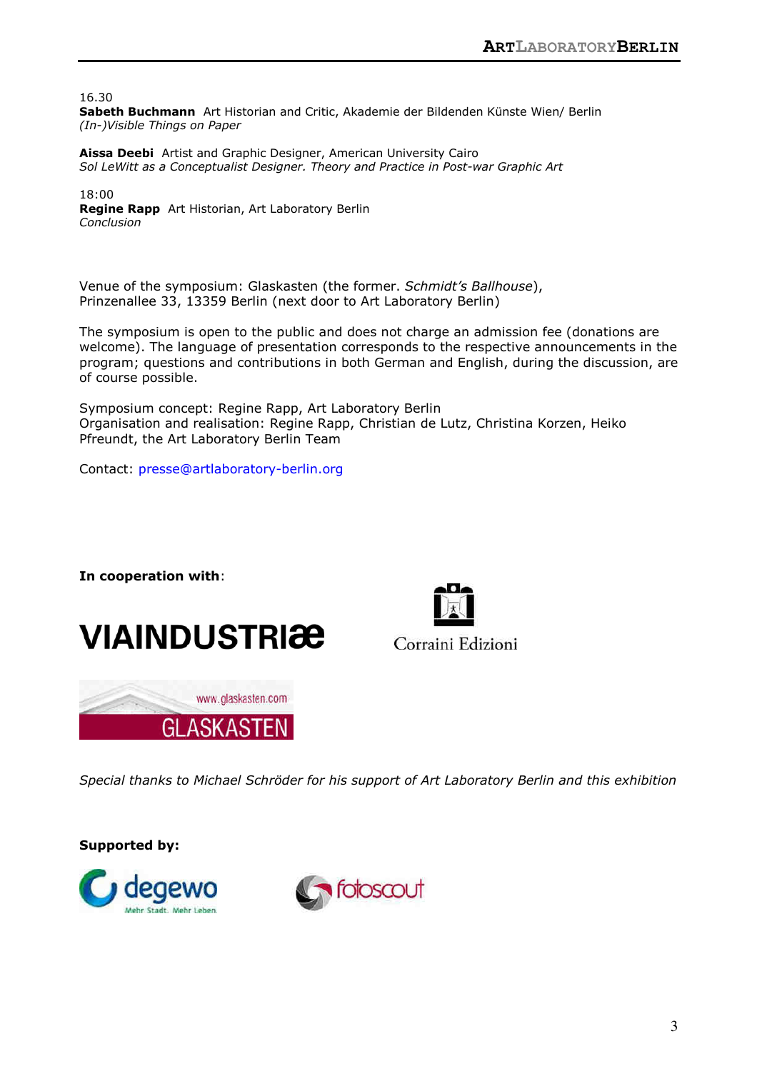16.30
**Sabeth Buchmann** Art Historian and Critic, Akademie der Bildenden Künste Wien/ Berlin
*(In-)Visible Things on Paper*

**Aissa Deebi** Artist and Graphic Designer, American University Cairo
*Sol LeWitt as a Conceptualist Designer. Theory and Practice in Post-war Graphic Art*

18:00
**Regine Rapp** Art Historian, Art Laboratory Berlin
*Conclusion*

Venue of the symposium: Glaskasten (the former. *Schmidt's Ballhouse*), Prinzenallee 33, 13359 Berlin (next door to Art Laboratory Berlin)

The symposium is open to the public and does not charge an admission fee (donations are welcome). The language of presentation corresponds to the respective announcements in the program; questions and contributions in both German and English, during the discussion, are of course possible.

Symposium concept: Regine Rapp, Art Laboratory Berlin
Organisation and realisation: Regine Rapp, Christian de Lutz, Christina Korzen, Heiko Pfreundt, the Art Laboratory Berlin Team

Contact: presse@artlaboratory-berlin.org

**In cooperation with**:

VIAINDUSTRIæ

Corraini Edizioni

www.glaskasten.com
GLASKASTEN

*Special thanks to Michael Schröder for his support of Art Laboratory Berlin and this exhibition*

**Supported by:**

degewo Mehr Stadt. Mehr Leben.

fotoscout